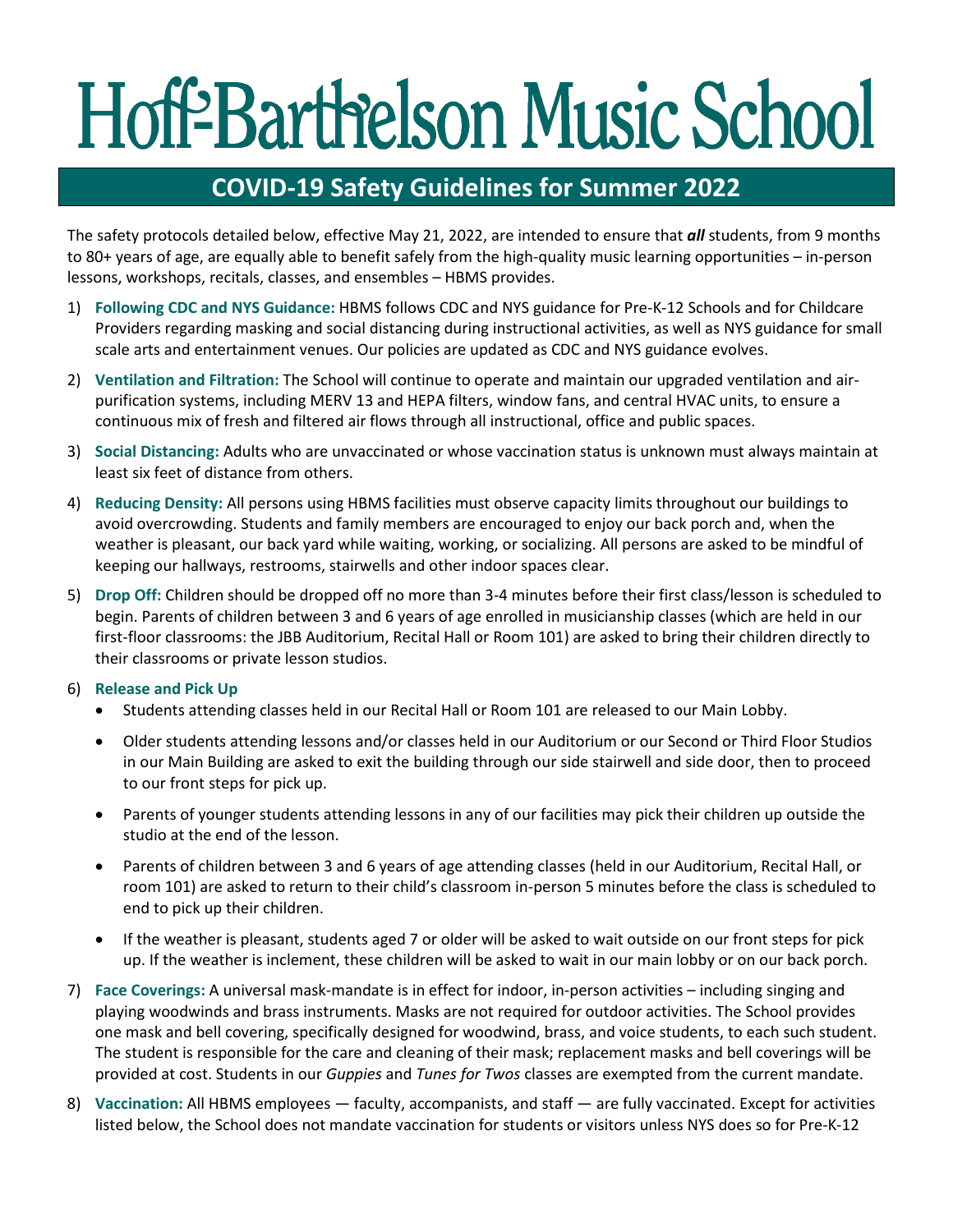# Hoff-Barthelson Music School

## COVID-19 Safety Guidelines for Summer 2022

The safety protocols detailed below, effective May 21, 2022, are intended to ensure that ***all*** students, from 9 months to 80+ years of age, are equally able to benefit safely from the high-quality music learning opportunities – in-person lessons, workshops, recitals, classes, and ensembles – HBMS provides.

1) **Following CDC and NYS Guidance:** HBMS follows CDC and NYS guidance for Pre-K-12 Schools and for Childcare Providers regarding masking and social distancing during instructional activities, as well as NYS guidance for small scale arts and entertainment venues. Our policies are updated as CDC and NYS guidance evolves.

2) **Ventilation and Filtration:** The School will continue to operate and maintain our upgraded ventilation and air-purification systems, including MERV 13 and HEPA filters, window fans, and central HVAC units, to ensure a continuous mix of fresh and filtered air flows through all instructional, office and public spaces.

3) **Social Distancing:** Adults who are unvaccinated or whose vaccination status is unknown must always maintain at least six feet of distance from others.

4) **Reducing Density:** All persons using HBMS facilities must observe capacity limits throughout our buildings to avoid overcrowding. Students and family members are encouraged to enjoy our back porch and, when the weather is pleasant, our back yard while waiting, working, or socializing. All persons are asked to be mindful of keeping our hallways, restrooms, stairwells and other indoor spaces clear.

5) **Drop Off:** Children should be dropped off no more than 3-4 minutes before their first class/lesson is scheduled to begin. Parents of children between 3 and 6 years of age enrolled in musicianship classes (which are held in our first-floor classrooms: the JBB Auditorium, Recital Hall or Room 101) are asked to bring their children directly to their classrooms or private lesson studios.

6) **Release and Pick Up**
   - Students attending classes held in our Recital Hall or Room 101 are released to our Main Lobby.
   - Older students attending lessons and/or classes held in our Auditorium or our Second or Third Floor Studios in our Main Building are asked to exit the building through our side stairwell and side door, then to proceed to our front steps for pick up.
   - Parents of younger students attending lessons in any of our facilities may pick their children up outside the studio at the end of the lesson.
   - Parents of children between 3 and 6 years of age attending classes (held in our Auditorium, Recital Hall, or room 101) are asked to return to their child's classroom in-person 5 minutes before the class is scheduled to end to pick up their children.
   - If the weather is pleasant, students aged 7 or older will be asked to wait outside on our front steps for pick up. If the weather is inclement, these children will be asked to wait in our main lobby or on our back porch.

7) **Face Coverings:** A universal mask-mandate is in effect for indoor, in-person activities – including singing and playing woodwinds and brass instruments. Masks are not required for outdoor activities. The School provides one mask and bell covering, specifically designed for woodwind, brass, and voice students, to each such student. The student is responsible for the care and cleaning of their mask; replacement masks and bell coverings will be provided at cost. Students in our *Guppies* and *Tunes for Twos* classes are exempted from the current mandate.

8) **Vaccination:** All HBMS employees — faculty, accompanists, and staff — are fully vaccinated. Except for activities listed below, the School does not mandate vaccination for students or visitors unless NYS does so for Pre-K-12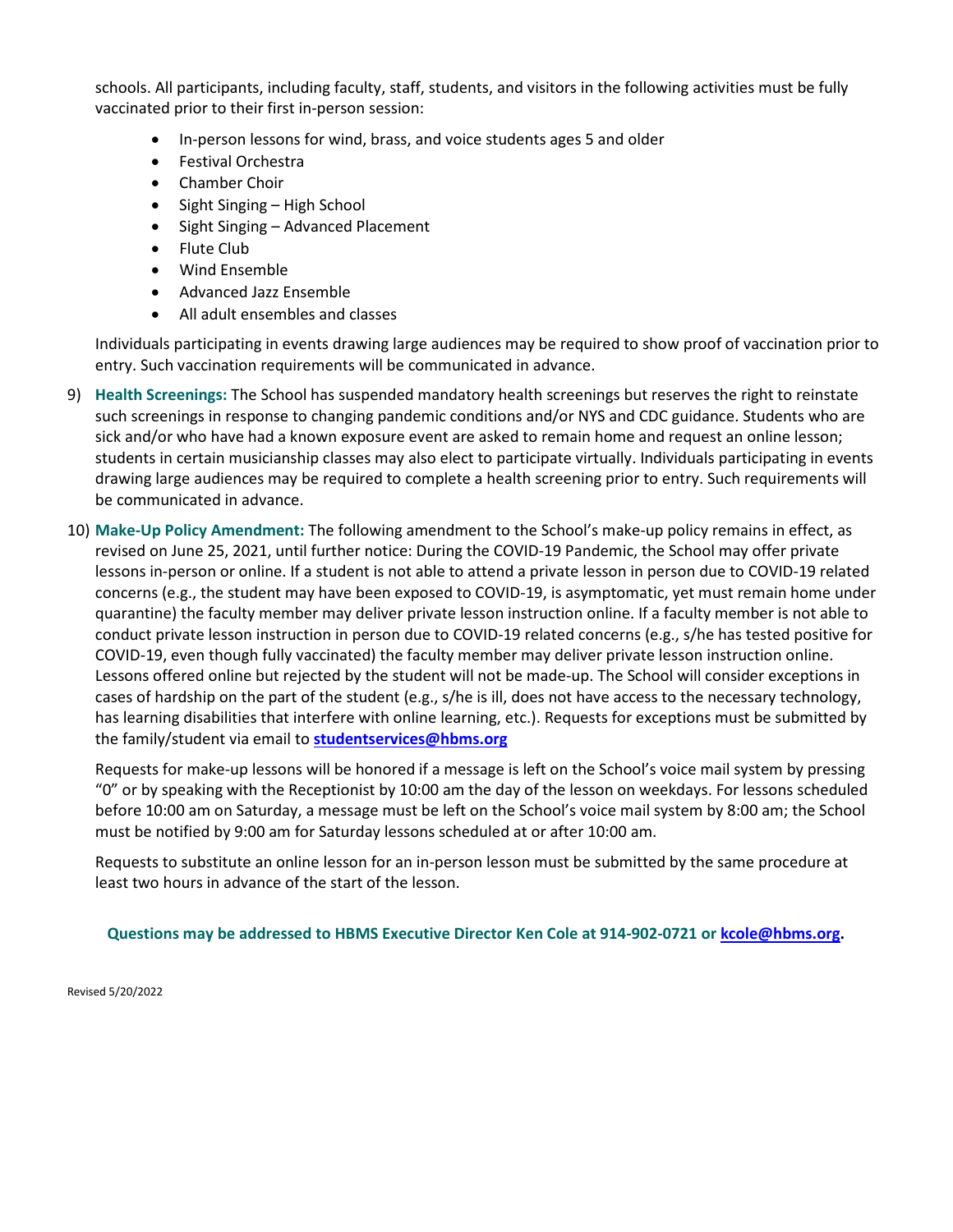schools. All participants, including faculty, staff, students, and visitors in the following activities must be fully vaccinated prior to their first in-person session:

- In-person lessons for wind, brass, and voice students ages 5 and older
- Festival Orchestra
- Chamber Choir
- Sight Singing – High School
- Sight Singing – Advanced Placement
- Flute Club
- Wind Ensemble
- Advanced Jazz Ensemble
- All adult ensembles and classes

Individuals participating in events drawing large audiences may be required to show proof of vaccination prior to entry. Such vaccination requirements will be communicated in advance.

9) **Health Screenings:** The School has suspended mandatory health screenings but reserves the right to reinstate such screenings in response to changing pandemic conditions and/or NYS and CDC guidance. Students who are sick and/or who have had a known exposure event are asked to remain home and request an online lesson; students in certain musicianship classes may also elect to participate virtually. Individuals participating in events drawing large audiences may be required to complete a health screening prior to entry. Such requirements will be communicated in advance.

10) **Make-Up Policy Amendment:** The following amendment to the School's make-up policy remains in effect, as revised on June 25, 2021, until further notice: During the COVID-19 Pandemic, the School may offer private lessons in-person or online. If a student is not able to attend a private lesson in person due to COVID-19 related concerns (e.g., the student may have been exposed to COVID-19, is asymptomatic, yet must remain home under quarantine) the faculty member may deliver private lesson instruction online. If a faculty member is not able to conduct private lesson instruction in person due to COVID-19 related concerns (e.g., s/he has tested positive for COVID-19, even though fully vaccinated) the faculty member may deliver private lesson instruction online. Lessons offered online but rejected by the student will not be made-up. The School will consider exceptions in cases of hardship on the part of the student (e.g., s/he is ill, does not have access to the necessary technology, has learning disabilities that interfere with online learning, etc.). Requests for exceptions must be submitted by the family/student via email to **studentservices@hbms.org**

    Requests for make-up lessons will be honored if a message is left on the School's voice mail system by pressing "0" or by speaking with the Receptionist by 10:00 am the day of the lesson on weekdays. For lessons scheduled before 10:00 am on Saturday, a message must be left on the School's voice mail system by 8:00 am; the School must be notified by 9:00 am for Saturday lessons scheduled at or after 10:00 am.

    Requests to substitute an online lesson for an in-person lesson must be submitted by the same procedure at least two hours in advance of the start of the lesson.

**Questions may be addressed to HBMS Executive Director Ken Cole at 914-902-0721 or kcole@hbms.org.**

Revised 5/20/2022